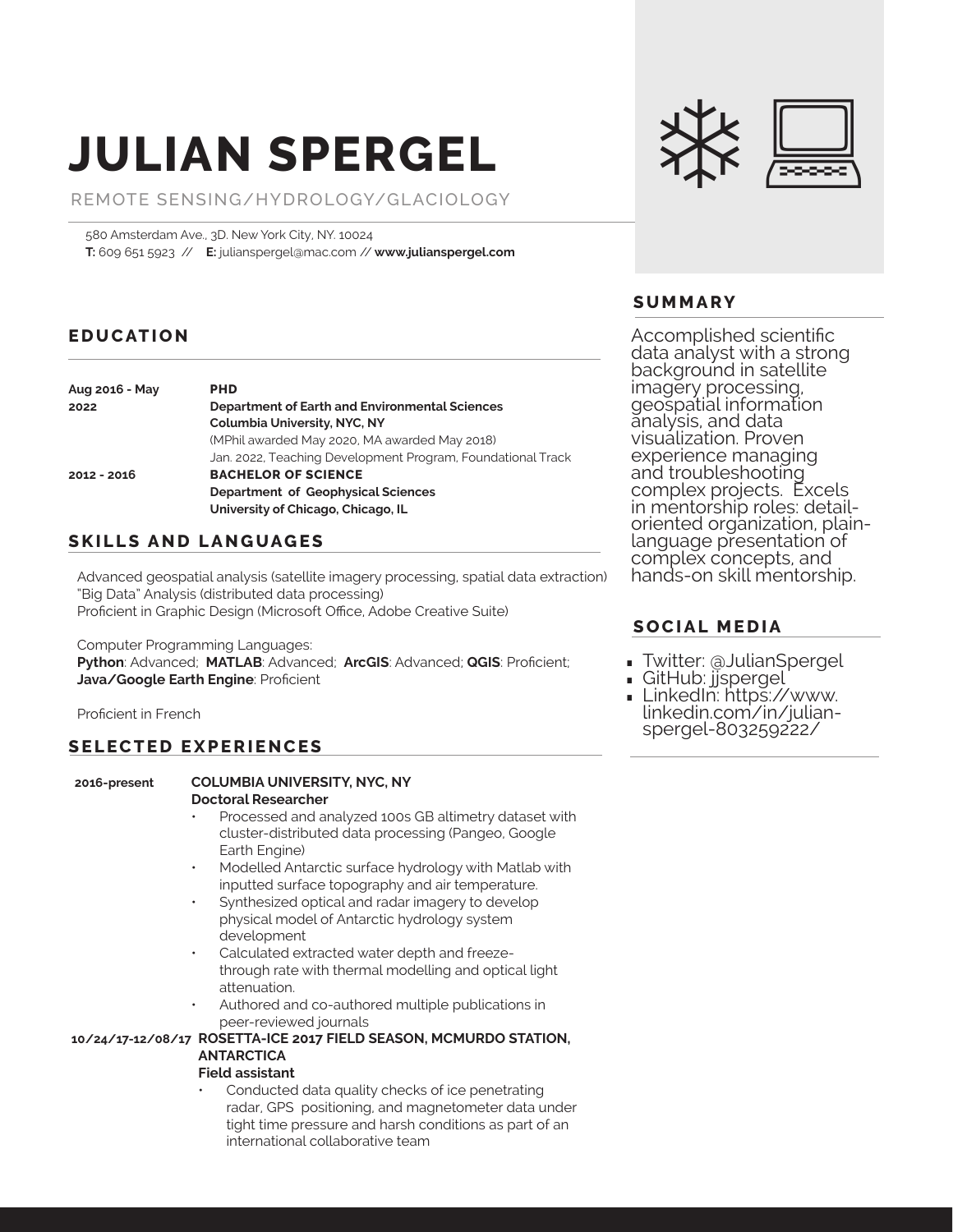# JULIAN SPERGEL

REMOTE SENSING/HYDROLOGY/GLACIOLOGY

580 Amsterdam Ave., 3D. New York City, NY. 10024
**T:** 609 651 5923 // **E:** julianspergel@mac.com // **www.julianspergel.com**

## SUMMARY

Accomplished scientific data analyst with a strong background in satellite imagery processing, geospatial information analysis, and data visualization. Proven experience managing and troubleshooting complex projects. Excels in mentorship roles: detail-oriented organization, plain-language presentation of complex concepts, and hands-on skill mentorship.

## SOCIAL MEDIA

- Twitter: @JulianSpergel
- GitHub: jjspergel
- LinkedIn: https://www.linkedin.com/in/julian-spergel-803259222/

## EDUCATION

**Aug 2016 - May 2022**
**PHD**
**Department of Earth and Environmental Sciences**
**Columbia University, NYC, NY**
(MPhil awarded May 2020, MA awarded May 2018)
Jan. 2022, Teaching Development Program, Foundational Track

**2012 - 2016**
**BACHELOR OF SCIENCE**
**Department of Geophysical Sciences**
**University of Chicago, Chicago, IL**

## SKILLS AND LANGUAGES

Advanced geospatial analysis (satellite imagery processing, spatial data extraction)
"Big Data" Analysis (distributed data processing)
Proficient in Graphic Design (Microsoft Office, Adobe Creative Suite)

Computer Programming Languages:
**Python**: Advanced; **MATLAB**: Advanced; **ArcGIS**: Advanced; **QGIS**: Proficient; **Java/Google Earth Engine**: Proficient

Proficient in French

## SELECTED EXPERIENCES

**2016-present** — **COLUMBIA UNIVERSITY, NYC, NY**
**Doctoral Researcher**

- Processed and analyzed 100s GB altimetry dataset with cluster-distributed data processing (Pangeo, Google Earth Engine)
- Modelled Antarctic surface hydrology with Matlab with inputted surface topography and air temperature.
- Synthesized optical and radar imagery to develop physical model of Antarctic hydrology system development
- Calculated extracted water depth and freeze-through rate with thermal modelling and optical light attenuation.
- Authored and co-authored multiple publications in peer-reviewed journals

**10/24/17-12/08/17** — **ROSETTA-ICE 2017 FIELD SEASON, MCMURDO STATION, ANTARCTICA**
**Field assistant**

- Conducted data quality checks of ice penetrating radar, GPS positioning, and magnetometer data under tight time pressure and harsh conditions as part of an international collaborative team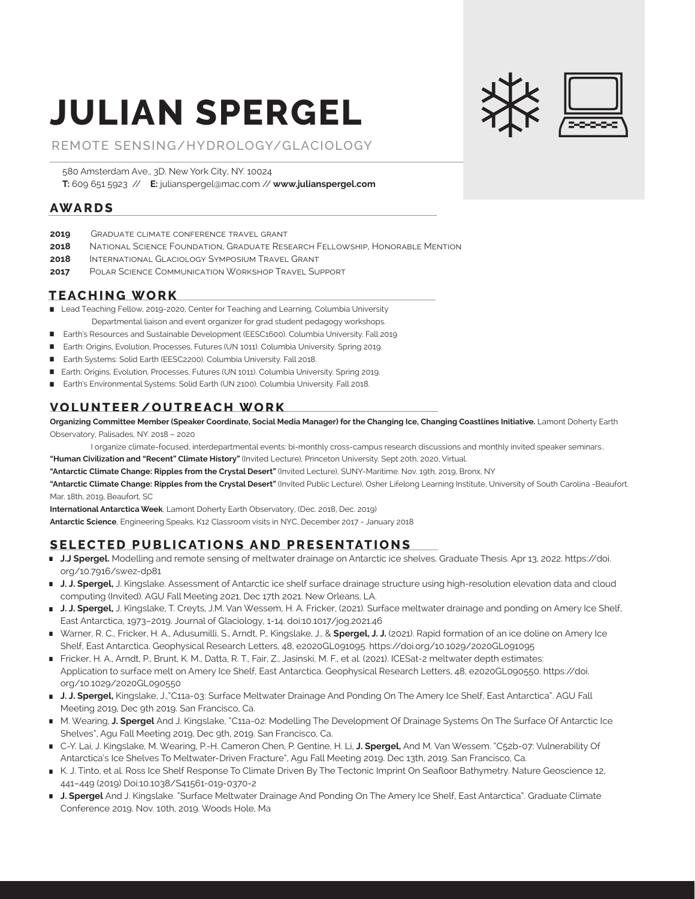# JULIAN SPERGEL

REMOTE SENSING/HYDROLOGY/GLACIOLOGY

580 Amsterdam Ave., 3D. New York City, NY. 10024
**T:** 609 651 5923 // **E:** julianspergel@mac.com // **www.julianspergel.com**

## AWARDS

**2019** Graduate climate conference travel grant
**2018** National Science Foundation, Graduate Research Fellowship, Honorable Mention
**2018** International Glaciology Symposium Travel Grant
**2017** Polar Science Communication Workshop Travel Support

## TEACHING WORK

- Lead Teaching Fellow, 2019-2020, Center for Teaching and Learning, Columbia University
  Departmental liaison and event organizer for grad student pedagogy workshops.
- Earth's Resources and Sustainable Development (EESC1600). Columbia University. Fall 2019
- Earth: Origins, Evolution, Processes, Futures (UN 1011). Columbia University. Spring 2019.
- Earth Systems: Solid Earth (EESC2200). Columbia University. Fall 2018.
- Earth: Origins, Evolution, Processes, Futures (UN 1011). Columbia University. Spring 2019.
- Earth's Environmental Systems: Solid Earth (UN 2100). Columbia University. Fall 2018.

## VOLUNTEER/OUTREACH WORK

**Organizing Committee Member (Speaker Coordinate, Social Media Manager) for the Changing Ice, Changing Coastlines Initiative.** Lamont Doherty Earth Observatory, Palisades, NY. 2018 – 2020

I organize climate-focused, interdepartmental events: bi-monthly cross-campus research discussions and monthly invited speaker seminars..

**"Human Civilization and "Recent" Climate History"** (Invited Lecture), Princeton University. Sept 20th, 2020, Virtual.

**"Antarctic Climate Change: Ripples from the Crystal Desert"** (Invited Lecture), SUNY-Maritime. Nov. 19th, 2019, Bronx, NY

**"Antarctic Climate Change: Ripples from the Crystal Desert"** (Invited Public Lecture), Osher Lifelong Learning Institute, University of South Carolina -Beaufort. Mar. 18th, 2019, Beaufort, SC

**International Antarctica Week**, Lamont Doherty Earth Observatory, (Dec. 2018, Dec. 2019)

**Antarctic Science**, Engineering Speaks, K12 Classroom visits in NYC, December 2017 - January 2018

## SELECTED PUBLICATIONS AND PRESENTATIONS

- **J.J Spergel.** Modelling and remote sensing of meltwater drainage on Antarctic ice shelves. Graduate Thesis. Apr 13, 2022. https://doi.org/10.7916/swez-dp81
- **J. J. Spergel,** J. Kingslake. Assessment of Antarctic ice shelf surface drainage structure using high-resolution elevation data and cloud computing (Invited). AGU Fall Meeting 2021, Dec 17th 2021. New Orleans, LA.
- **J. J. Spergel,** J. Kingslake, T. Creyts, J.M. Van Wessem, H. A. Fricker, (2021). Surface meltwater drainage and ponding on Amery Ice Shelf, East Antarctica, 1973–2019. Journal of Glaciology, 1-14. doi:10.1017/jog.2021.46
- Warner, R. C., Fricker, H. A., Adusumilli, S., Arndt, P., Kingslake, J., & **Spergel, J. J.** (2021). Rapid formation of an ice doline on Amery Ice Shelf, East Antarctica. Geophysical Research Letters, 48, e2020GL091095. https://doi.org/10.1029/2020GL091095
- Fricker, H. A., Arndt, P., Brunt, K. M., Datta, R. T., Fair, Z., Jasinski, M. F., et al. (2021). ICESat-2 meltwater depth estimates: Application to surface melt on Amery Ice Shelf, East Antarctica. Geophysical Research Letters, 48, e2020GL090550. https://doi.org/10.1029/2020GL090550
- **J. J. Spergel,** Kingslake, J.,"C11a-03: Surface Meltwater Drainage And Ponding On The Amery Ice Shelf, East Antarctica". AGU Fall Meeting 2019, Dec 9th 2019. San Francisco, Ca.
- M. Wearing, **J. Spergel** And J. Kingslake, "C11a-02: Modelling The Development Of Drainage Systems On The Surface Of Antarctic Ice Shelves", Agu Fall Meeting 2019, Dec 9th, 2019. San Francisco, Ca.
- C-Y. Lai, J. Kingslake, M. Wearing, P.-H. Cameron Chen, P. Gentine, H. Li, **J. Spergel,** And M. Van Wessem. "C52b-07: Vulnerability Of Antarctica's Ice Shelves To Meltwater-Driven Fracture", Agu Fall Meeting 2019. Dec 13th, 2019. San Francisco, Ca.
- K. J. Tinto, et al. Ross Ice Shelf Response To Climate Driven By The Tectonic Imprint On Seafloor Bathymetry. Nature Geoscience 12, 441–449 (2019) Doi:10.1038/S41561-019-0370-2
- **J. Spergel** And J. Kingslake. "Surface Meltwater Drainage And Ponding On The Amery Ice Shelf, East Antarctica". Graduate Climate Conference 2019. Nov. 10th, 2019. Woods Hole, Ma